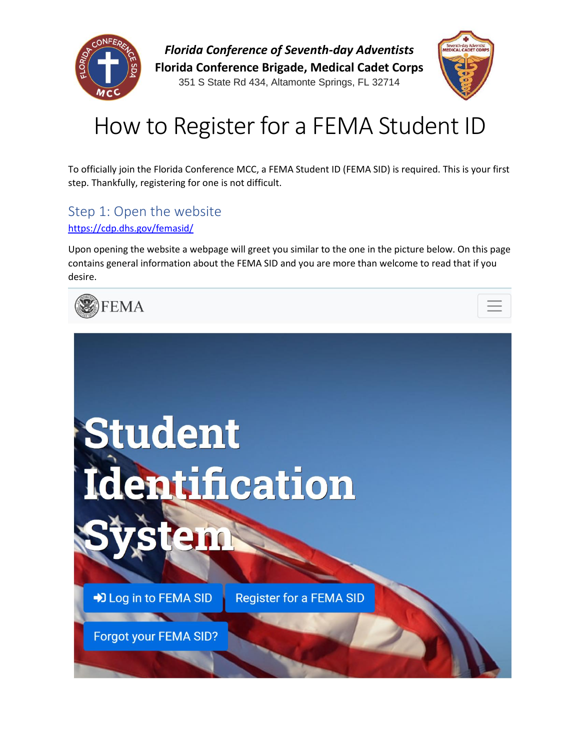***Florida Conference of Seventh-day Adventists***

**Florida Conference Brigade, Medical Cadet Corps**

351 S State Rd 434, Altamonte Springs, FL 32714

# How to Register for a FEMA Student ID

To officially join the Florida Conference MCC, a FEMA Student ID (FEMA SID) is required. This is your first step. Thankfully, registering for one is not difficult.

## Step 1: Open the website

https://cdp.dhs.gov/femasid/

Upon opening the website a webpage will greet you similar to the one in the picture below. On this page contains general information about the FEMA SID and you are more than welcome to read that if you desire.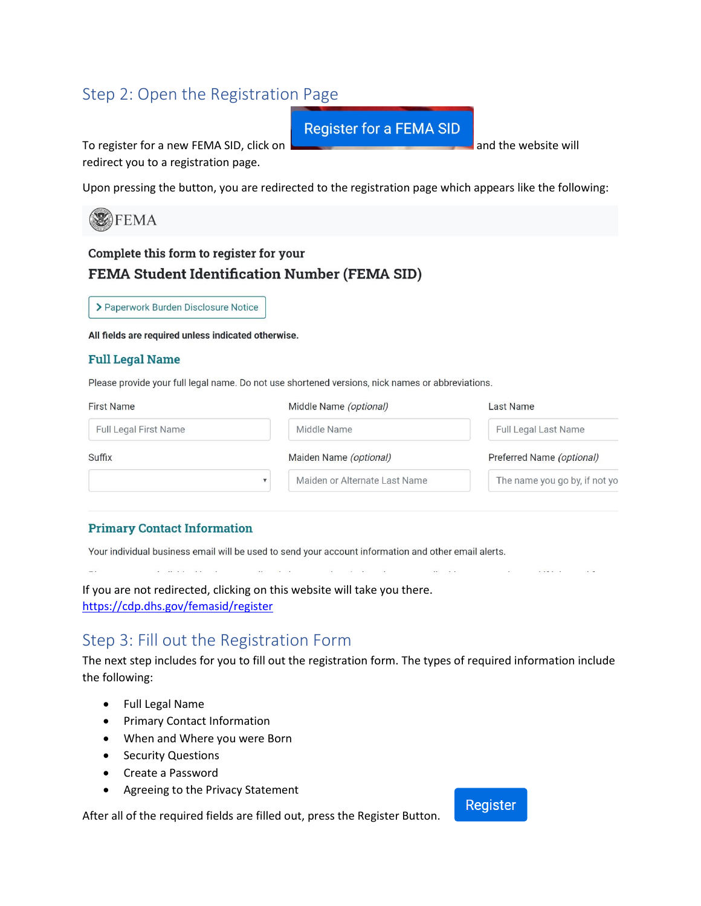## Step 2: Open the Registration Page

To register for a new FEMA SID, click on Register for a FEMA SID and the website will redirect you to a registration page.

Upon pressing the button, you are redirected to the registration page which appears like the following:

FEMA

**Complete this form to register for your**

**FEMA Student Identification Number (FEMA SID)**

> Paperwork Burden Disclosure Notice

**All fields are required unless indicated otherwise.**

**Full Legal Name**

Please provide your full legal name. Do not use shortened versions, nick names or abbreviations.

| First Name | Middle Name *(optional)* | Last Name |
| --- | --- | --- |
| Full Legal First Name | Middle Name | Full Legal Last Name |
| **Suffix** | **Maiden Name** *(optional)* | **Preferred Name** *(optional)* |
| | Maiden or Alternate Last Name | The name you go by, if not yo |

**Primary Contact Information**

Your individual business email will be used to send your account information and other email alerts.

If you are not redirected, clicking on this website will take you there.
https://cdp.dhs.gov/femasid/register

## Step 3: Fill out the Registration Form

The next step includes for you to fill out the registration form. The types of required information include the following:

- Full Legal Name
- Primary Contact Information
- When and Where you were Born
- Security Questions
- Create a Password
- Agreeing to the Privacy Statement

After all of the required fields are filled out, press the Register Button. Register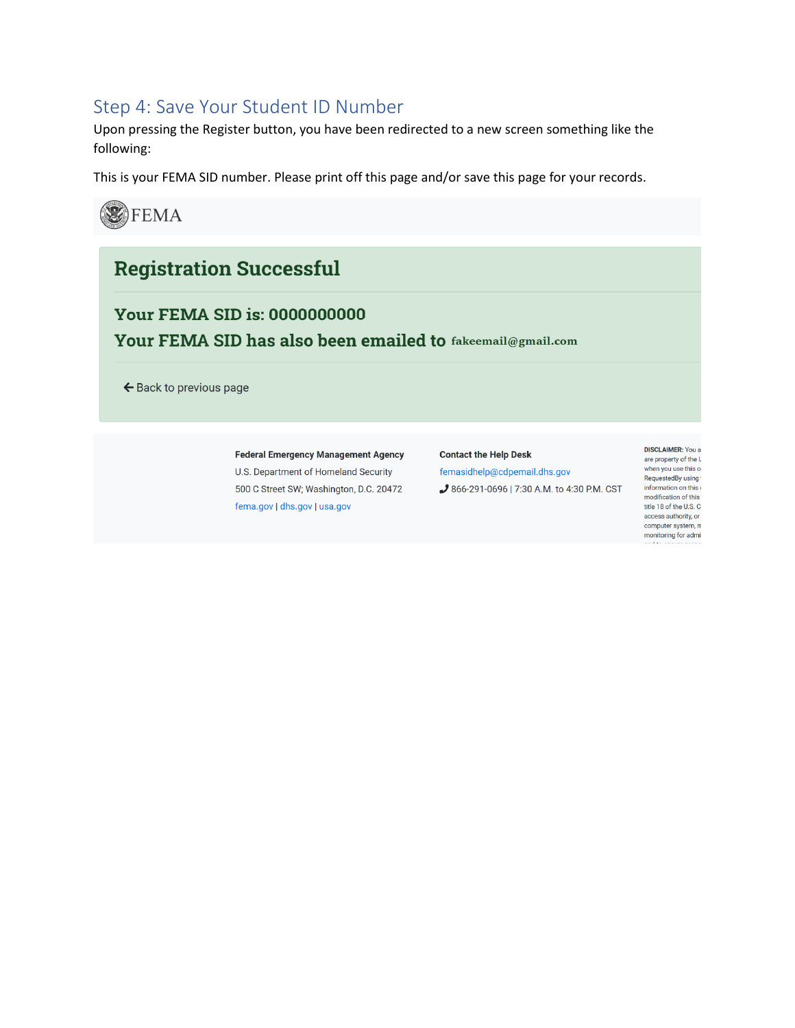## Step 4: Save Your Student ID Number

Upon pressing the Register button, you have been redirected to a new screen something like the following:

This is your FEMA SID number. Please print off this page and/or save this page for your records.

FEMA

**Registration Successful**

**Your FEMA SID is: 0000000000**

**Your FEMA SID has also been emailed to fakeemail@gmail.com**

← Back to previous page

**Federal Emergency Management Agency**
U.S. Department of Homeland Security
500 C Street SW; Washington, D.C. 20472
fema.gov | dhs.gov | usa.gov

**Contact the Help Desk**
femasidhelp@cdpemail.dhs.gov
866-291-0696 | 7:30 A.M. to 4:30 P.M. CST

**DISCLAIMER:** You a are property of the U when you use this c RequestedBy using information on this modification of this title 18 of the U.S. C access authority, or computer system, m monitoring for admi